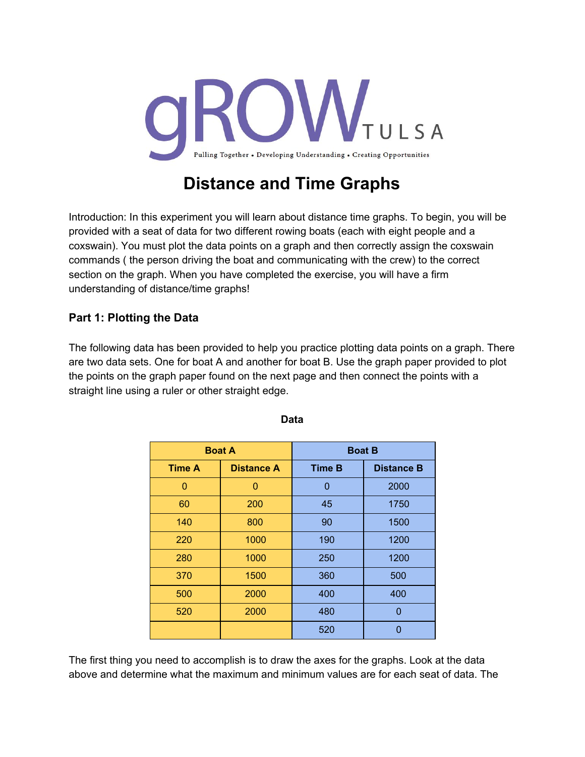gROW TULSA

Pulling Together • Developing Understanding • Creating Opportunities

# Distance and Time Graphs

Introduction: In this experiment you will learn about distance time graphs. To begin, you will be provided with a seat of data for two different rowing boats (each with eight people and a coxswain). You must plot the data points on a graph and then correctly assign the coxswain commands ( the person driving the boat and communicating with the crew) to the correct section on the graph. When you have completed the exercise, you will have a firm understanding of distance/time graphs!

## Part 1: Plotting the Data

The following data has been provided to help you practice plotting data points on a graph. There are two data sets. One for boat A and another for boat B. Use the graph paper provided to plot the points on the graph paper found on the next page and then connect the points with a straight line using a ruler or other straight edge.

**Data**

| Boat A | | Boat B | |
|---|---|---|---|
| **Time A** | **Distance A** | **Time B** | **Distance B** |
| 0 | 0 | 0 | 2000 |
| 60 | 200 | 45 | 1750 |
| 140 | 800 | 90 | 1500 |
| 220 | 1000 | 190 | 1200 |
| 280 | 1000 | 250 | 1200 |
| 370 | 1500 | 360 | 500 |
| 500 | 2000 | 400 | 400 |
| 520 | 2000 | 480 | 0 |
| | | 520 | 0 |

The first thing you need to accomplish is to draw the axes for the graphs. Look at the data above and determine what the maximum and minimum values are for each seat of data. The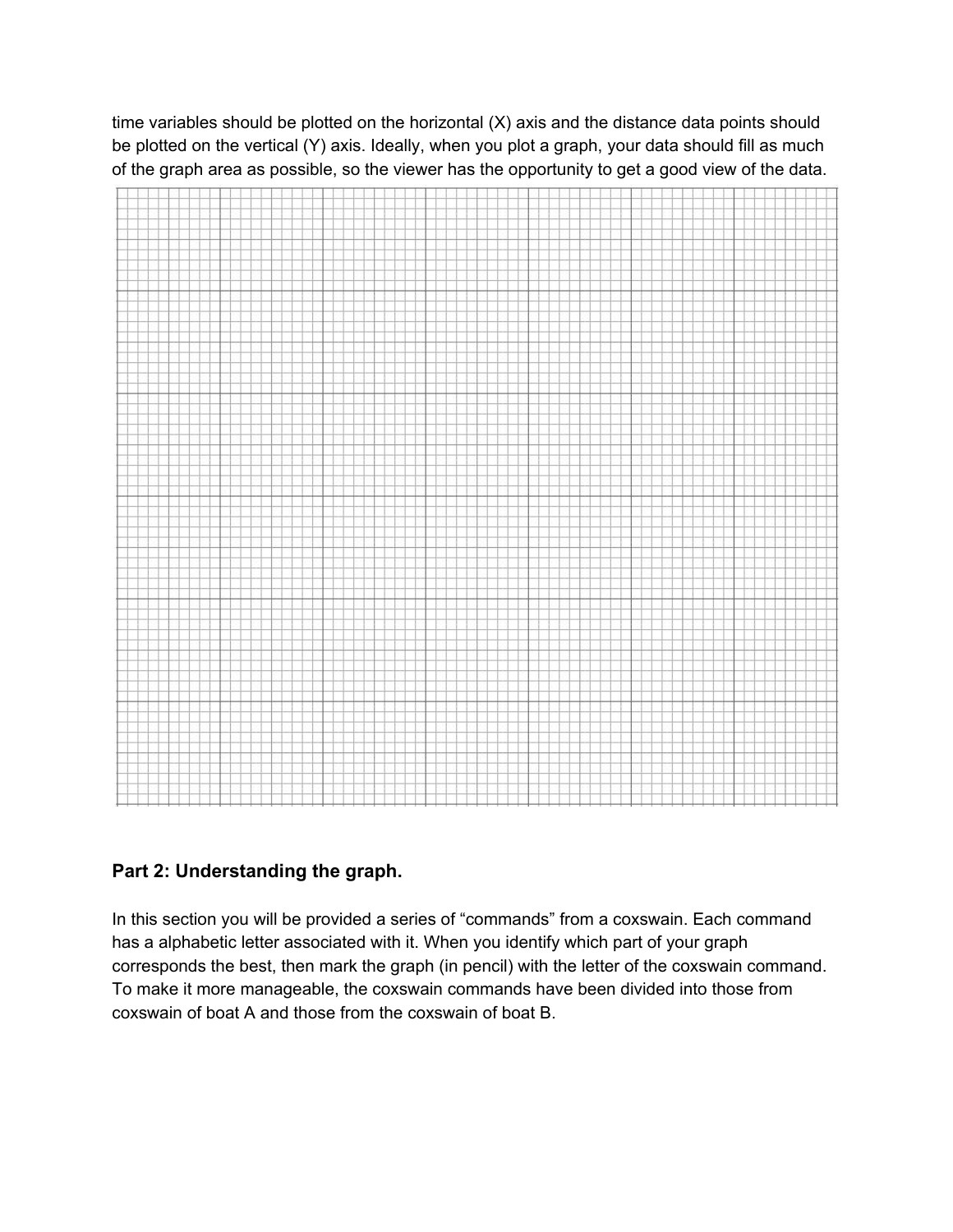time variables should be plotted on the horizontal (X) axis and the distance data points should be plotted on the vertical (Y) axis. Ideally, when you plot a graph, your data should fill as much of the graph area as possible, so the viewer has the opportunity to get a good view of the data.

## Part 2: Understanding the graph.

In this section you will be provided a series of "commands" from a coxswain. Each command has a alphabetic letter associated with it. When you identify which part of your graph corresponds the best, then mark the graph (in pencil) with the letter of the coxswain command. To make it more manageable, the coxswain commands have been divided into those from coxswain of boat A and those from the coxswain of boat B.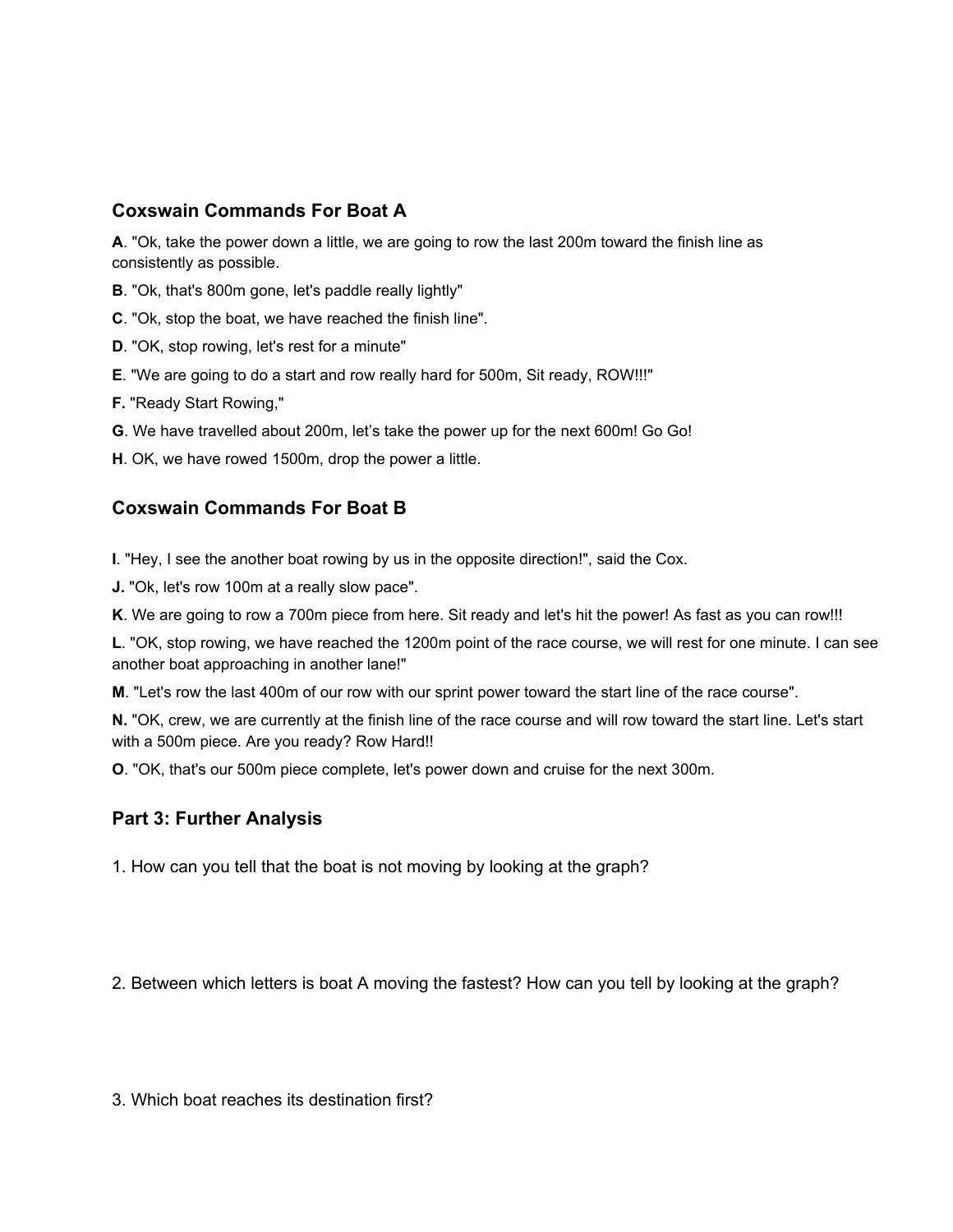### Coxswain Commands For Boat A

**A**. "Ok, take the power down a little, we are going to row the last 200m toward the finish line as consistently as possible.

**B**. "Ok, that's 800m gone, let's paddle really lightly"

**C**. "Ok, stop the boat, we have reached the finish line".

**D**. "OK, stop rowing, let's rest for a minute"

**E**. "We are going to do a start and row really hard for 500m, Sit ready, ROW!!!"

**F.** "Ready Start Rowing,"

**G**. We have travelled about 200m, let's take the power up for the next 600m! Go Go!

**H**. OK, we have rowed 1500m, drop the power a little.

### Coxswain Commands For Boat B

**I**. "Hey, I see the another boat rowing by us in the opposite direction!", said the Cox.

**J.** "Ok, let's row 100m at a really slow pace".

**K**. We are going to row a 700m piece from here. Sit ready and let's hit the power! As fast as you can row!!!

**L**. "OK, stop rowing, we have reached the 1200m point of the race course, we will rest for one minute. I can see another boat approaching in another lane!"

**M**. "Let's row the last 400m of our row with our sprint power toward the start line of the race course".

**N.** "OK, crew, we are currently at the finish line of the race course and will row toward the start line. Let's start with a 500m piece. Are you ready? Row Hard!!

**O**. "OK, that's our 500m piece complete, let's power down and cruise for the next 300m.

### Part 3: Further Analysis

1. How can you tell that the boat is not moving by looking at the graph?

2. Between which letters is boat A moving the fastest? How can you tell by looking at the graph?

3. Which boat reaches its destination first?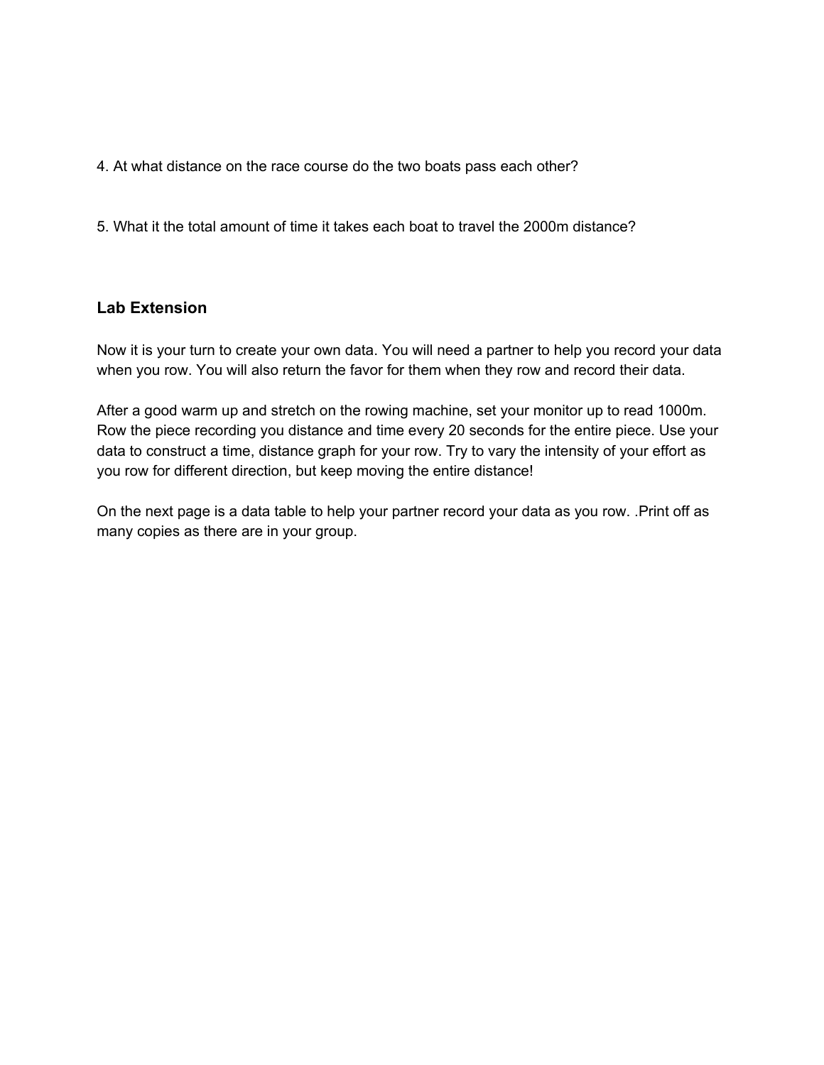4. At what distance on the race course do the two boats pass each other?

5. What it the total amount of time it takes each boat to travel the 2000m distance?

### Lab Extension

Now it is your turn to create your own data. You will need a partner to help you record your data when you row. You will also return the favor for them when they row and record their data.

After a good warm up and stretch on the rowing machine, set your monitor up to read 1000m. Row the piece recording you distance and time every 20 seconds for the entire piece. Use your data to construct a time, distance graph for your row. Try to vary the intensity of your effort as you row for different direction, but keep moving the entire distance!

On the next page is a data table to help your partner record your data as you row. .Print off as many copies as there are in your group.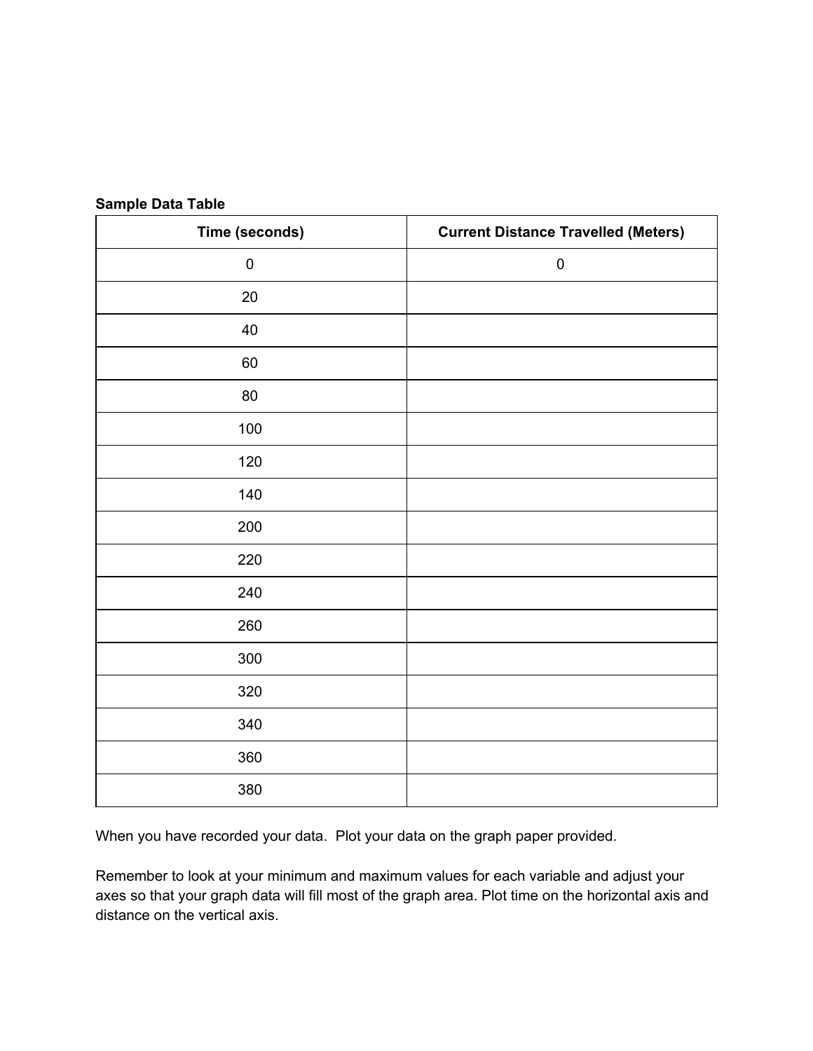**Sample Data Table**

| Time (seconds) | Current Distance Travelled (Meters) |
|---|---|
| 0 | 0 |
| 20 | |
| 40 | |
| 60 | |
| 80 | |
| 100 | |
| 120 | |
| 140 | |
| 200 | |
| 220 | |
| 240 | |
| 260 | |
| 300 | |
| 320 | |
| 340 | |
| 360 | |
| 380 | |

When you have recorded your data. Plot your data on the graph paper provided.

Remember to look at your minimum and maximum values for each variable and adjust your axes so that your graph data will fill most of the graph area. Plot time on the horizontal axis and distance on the vertical axis.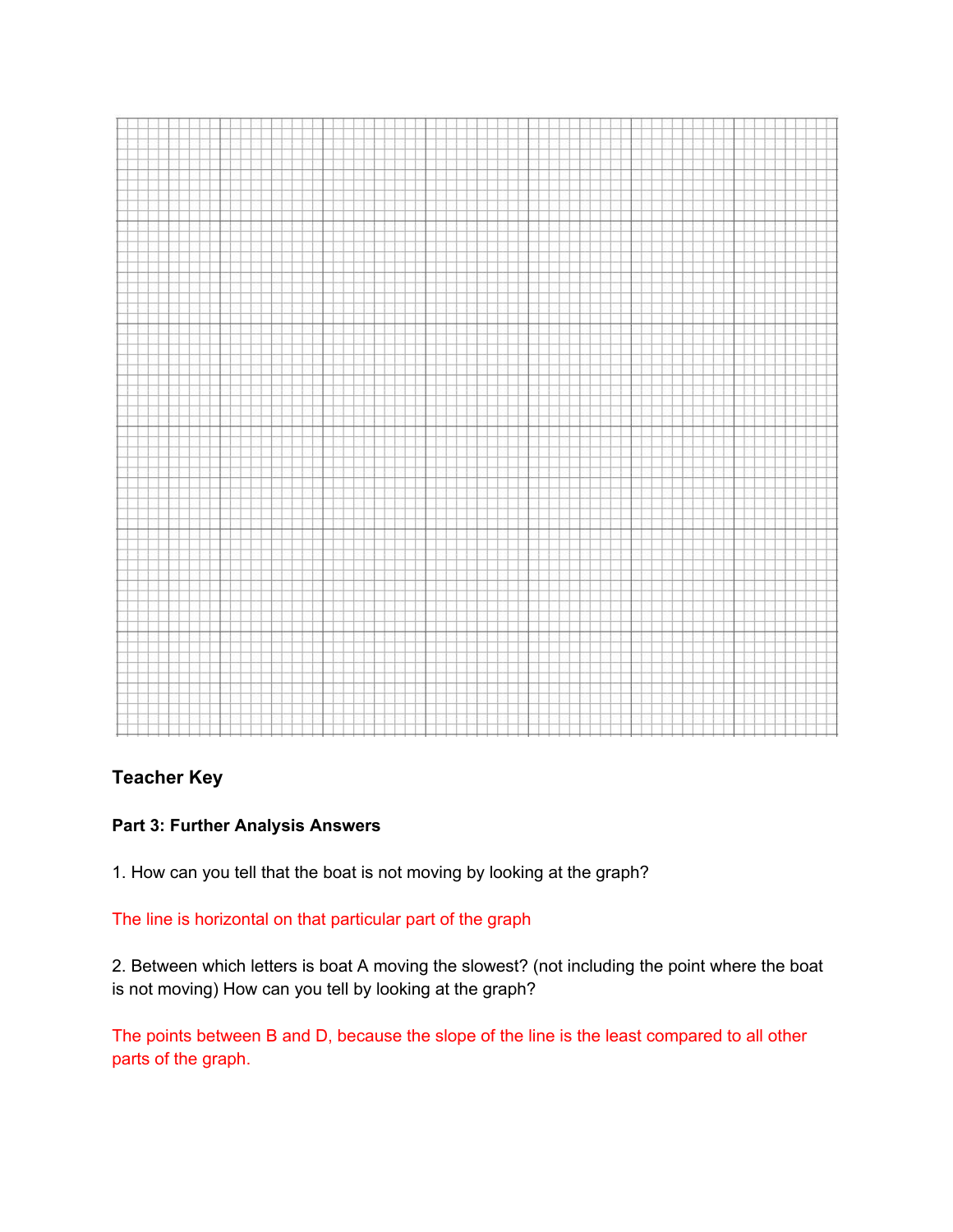**Teacher Key**

**Part 3: Further Analysis Answers**

1. How can you tell that the boat is not moving by looking at the graph?

The line is horizontal on that particular part of the graph

2. Between which letters is boat A moving the slowest? (not including the point where the boat is not moving) How can you tell by looking at the graph?

The points between B and D, because the slope of the line is the least compared to all other parts of the graph.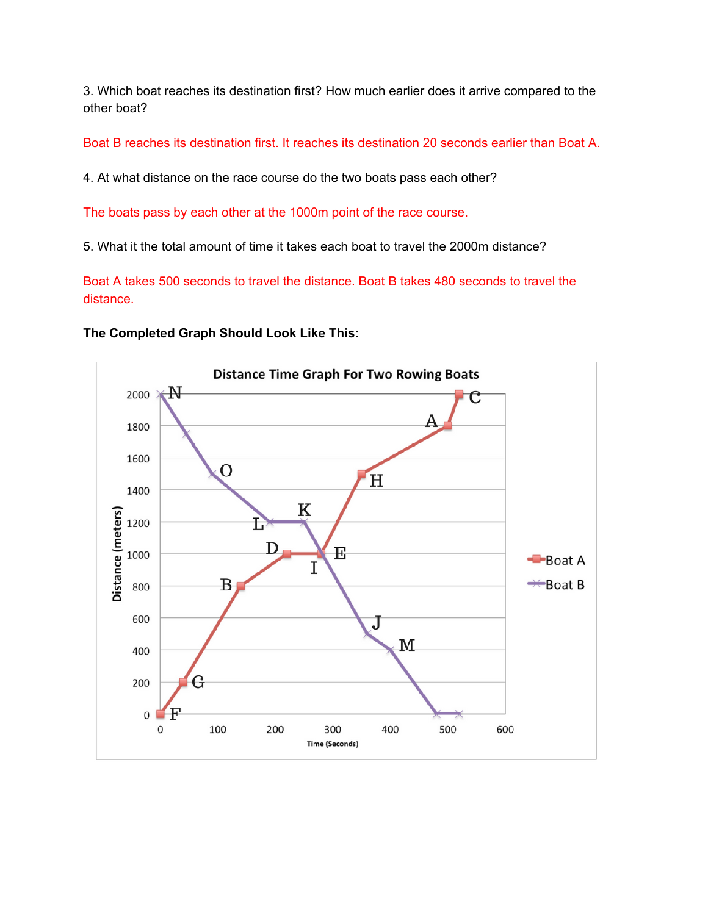3. Which boat reaches its destination first? How much earlier does it arrive compared to the other boat?

Boat B reaches its destination first. It reaches its destination 20 seconds earlier than Boat A.

4. At what distance on the race course do the two boats pass each other?

The boats pass by each other at the 1000m point of the race course.

5. What it the total amount of time it takes each boat to travel the 2000m distance?

Boat A takes 500 seconds to travel the distance. Boat B takes 480 seconds to travel the distance.

**The Completed Graph Should Look Like This:**

Distance Time Graph For Two Rowing Boats

Distance (meters)

2000
1800
1600
1400
1200
1000
800
600
400
200
0

Time (Seconds)

0
100
200
300
400
500
600

N
O
L
K
D
E
I
B
G
F
H
A
C
J
M

Boat A
Boat B